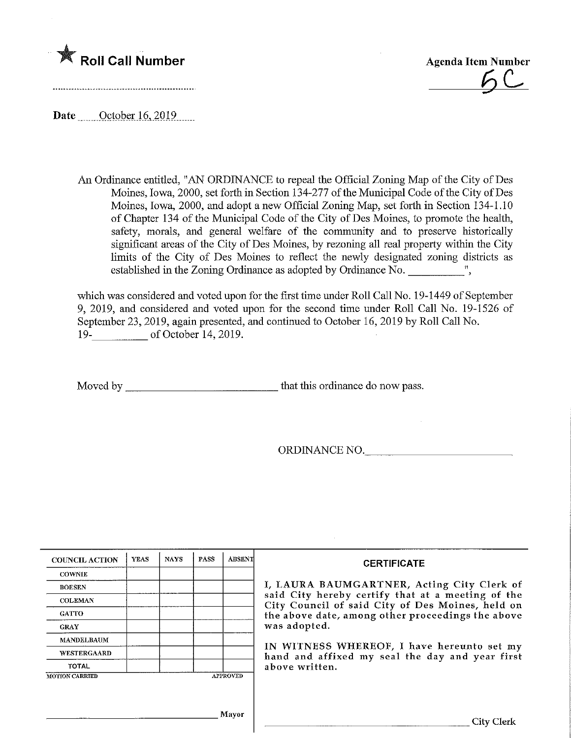★ **Roll Call Number**

............................................................

**Agenda Item Number**

5C

**Date** October 16, 2019

An Ordinance entitled, "AN ORDINANCE to repeal the Official Zoning Map of the City of Des Moines, Iowa, 2000, set forth in Section 134-277 of the Municipal Code of the City of Des Moines, Iowa, 2000, and adopt a new Official Zoning Map, set forth in Section 134-1.10 of Chapter 134 of the Municipal Code of the City of Des Moines, to promote the health, safety, morals, and general welfare of the community and to preserve historically significant areas of the City of Des Moines, by rezoning all real property within the City limits of the City of Des Moines to reflect the newly designated zoning districts as established in the Zoning Ordinance as adopted by Ordinance No. __________",

which was considered and voted upon for the first time under Roll Call No. 19-1449 of September 9, 2019, and considered and voted upon for the second time under Roll Call No. 19-1526 of September 23, 2019, again presented, and continued to October 16, 2019 by Roll Call No. 19-__________ of October 14, 2019.

Moved by ____________________________ that this ordinance do now pass.

ORDINANCE NO.____________________________

| COUNCIL ACTION | YEAS | NAYS | PASS | ABSENT |
|---|---|---|---|---|
| COWNIE | | | | |
| BOESEN | | | | |
| COLEMAN | | | | |
| GATTO | | | | |
| GRAY | | | | |
| MANDELBAUM | | | | |
| WESTERGAARD | | | | |
| TOTAL | | | | |

MOTION CARRIED APPROVED

______________________________ Mayor

**CERTIFICATE**

I, LAURA BAUMGARTNER, Acting City Clerk of said City hereby certify that at a meeting of the City Council of said City of Des Moines, held on the above date, among other proceedings the above was adopted.

IN WITNESS WHEREOF, I have hereunto set my hand and affixed my seal the day and year first above written.

______________________________ City Clerk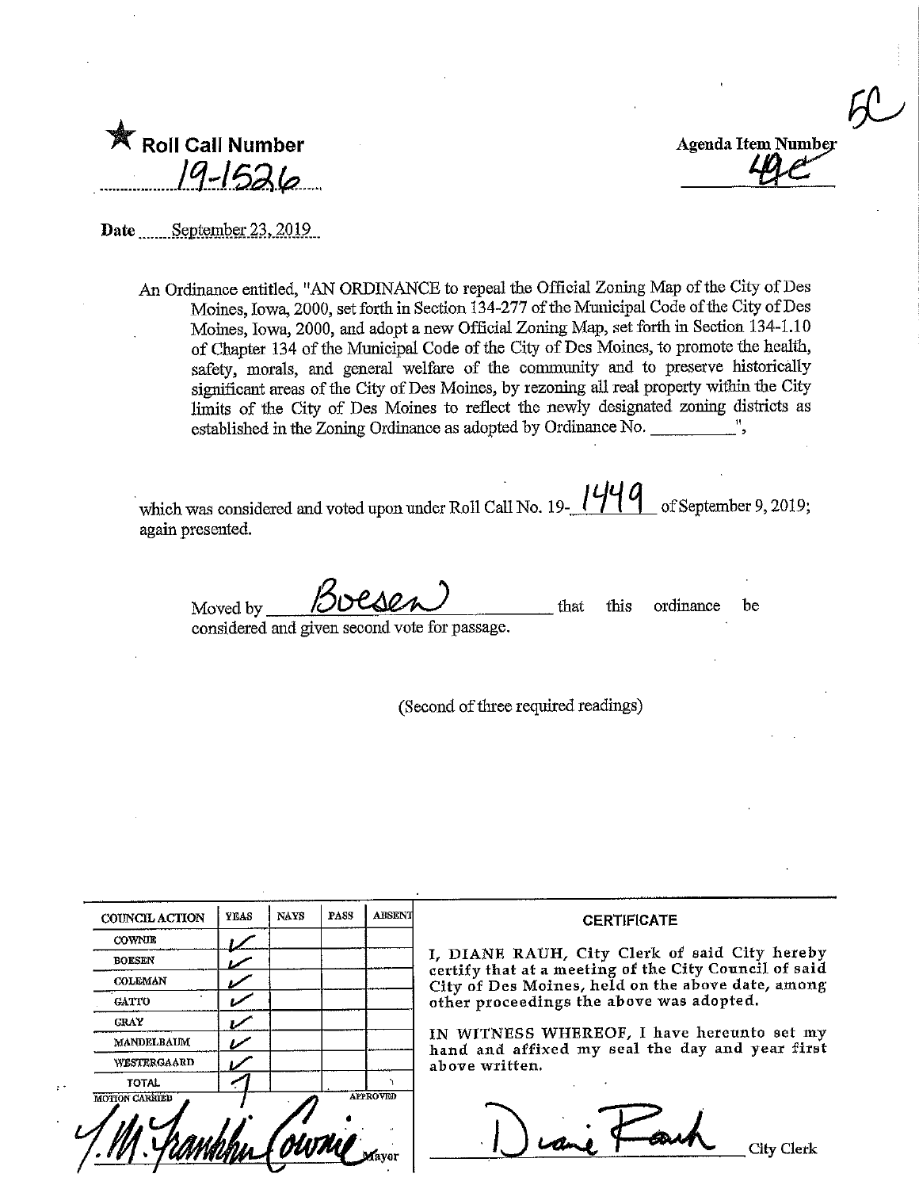5C

★ **Roll Call Number**

19-1526

**Agenda Item Number**

49c

**Date** September 23, 2019

An Ordinance entitled, "AN ORDINANCE to repeal the Official Zoning Map of the City of Des Moines, Iowa, 2000, set forth in Section 134-277 of the Municipal Code of the City of Des Moines, Iowa, 2000, and adopt a new Official Zoning Map, set forth in Section 134-1.10 of Chapter 134 of the Municipal Code of the City of Des Moines, to promote the health, safety, morals, and general welfare of the community and to preserve historically significant areas of the City of Des Moines, by rezoning all real property within the City limits of the City of Des Moines to reflect the newly designated zoning districts as established in the Zoning Ordinance as adopted by Ordinance No. __________",

which was considered and voted upon under Roll Call No. 19-1449 of September 9, 2019; again presented.

Moved by Boesen that this ordinance be considered and given second vote for passage.

(Second of three required readings)

| COUNCIL ACTION | YEAS | NAYS | PASS | ABSENT |
|---|---|---|---|---|
| COWNIE | ✓ | | | |
| BOESEN | ✓ | | | |
| COLEMAN | ✓ | | | |
| GATTO | ✓ | | | |
| GRAY | ✓ | | | |
| MANDELBAUM | ✓ | | | |
| WESTERGAARD | ✓ | | | |
| TOTAL | 7 | | | |

MOTION CARRIED APPROVED

T.M. Franklin Cownie Mayor

**CERTIFICATE**

I, DIANE RAUH, City Clerk of said City hereby certify that at a meeting of the City Council of said City of Des Moines, held on the above date, among other proceedings the above was adopted.

IN WITNESS WHEREOF, I have hereunto set my hand and affixed my seal the day and year first above written.

Diane Rauh City Clerk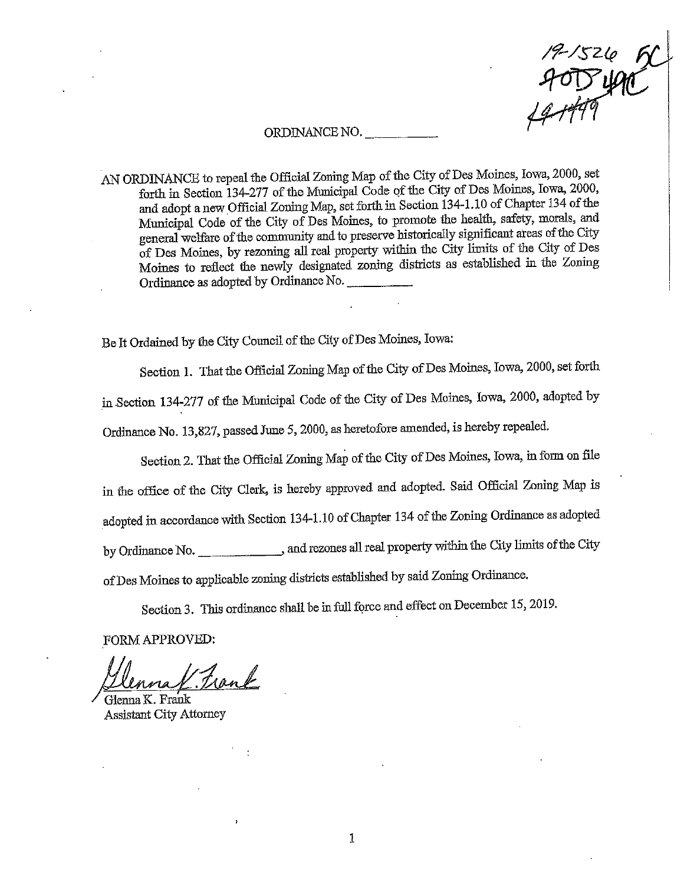19-1526 5C
ROD 49C
19-1449

ORDINANCE NO. ___________

AN ORDINANCE to repeal the Official Zoning Map of the City of Des Moines, Iowa, 2000, set forth in Section 134-277 of the Municipal Code of the City of Des Moines, Iowa, 2000, and adopt a new Official Zoning Map, set forth in Section 134-1.10 of Chapter 134 of the Municipal Code of the City of Des Moines, to promote the health, safety, morals, and general welfare of the community and to preserve historically significant areas of the City of Des Moines, by rezoning all real property within the City limits of the City of Des Moines to reflect the newly designated zoning districts as established in the Zoning Ordinance as adopted by Ordinance No. ___________

Be It Ordained by the City Council of the City of Des Moines, Iowa:

Section 1. That the Official Zoning Map of the City of Des Moines, Iowa, 2000, set forth in Section 134-277 of the Municipal Code of the City of Des Moines, Iowa, 2000, adopted by Ordinance No. 13,827, passed June 5, 2000, as heretofore amended, is hereby repealed.

Section 2. That the Official Zoning Map of the City of Des Moines, Iowa, in form on file in the office of the City Clerk, is hereby approved and adopted. Said Official Zoning Map is adopted in accordance with Section 134-1.10 of Chapter 134 of the Zoning Ordinance as adopted by Ordinance No. ___________, and rezones all real property within the City limits of the City of Des Moines to applicable zoning districts established by said Zoning Ordinance.

Section 3. This ordinance shall be in full force and effect on December 15, 2019.

FORM APPROVED:

Glenna K. Frank
Assistant City Attorney